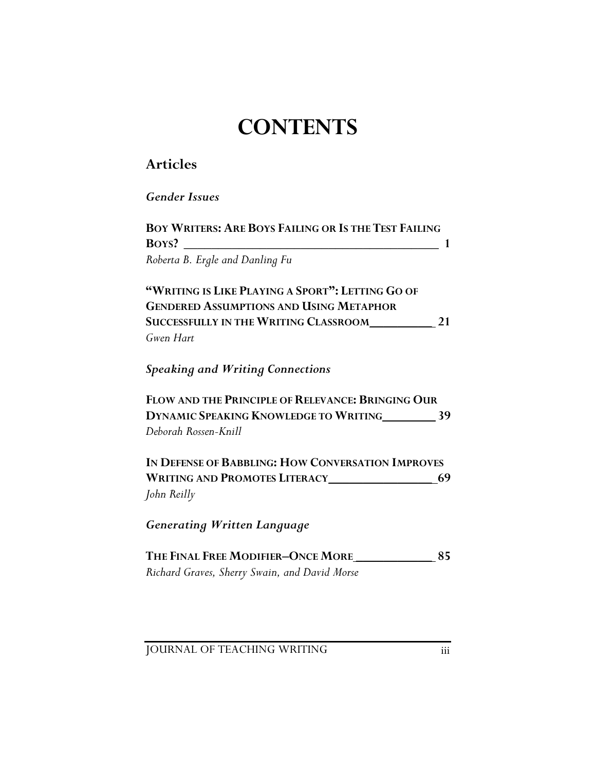# CONTENTS

## Articles

### *Gender Issues*

**BOY WRITERS: ARE BOYS FAILING OR IS THE TEST FAILING BOYS?** ____________________________________________ **1**
*Roberta B. Ergle and Danling Fu*

**"WRITING IS LIKE PLAYING A SPORT": LETTING GO OF GENDERED ASSUMPTIONS AND USING METAPHOR SUCCESSFULLY IN THE WRITING CLASSROOM** ___________ **21**
*Gwen Hart*

### *Speaking and Writing Connections*

**FLOW AND THE PRINCIPLE OF RELEVANCE: BRINGING OUR DYNAMIC SPEAKING KNOWLEDGE TO WRITING** _________ **39**
*Deborah Rossen-Knill*

**IN DEFENSE OF BABBLING: HOW CONVERSATION IMPROVES WRITING AND PROMOTES LITERACY** __________________ **69**
*John Reilly*

### *Generating Written Language*

**THE FINAL FREE MODIFIER–ONCE MORE** _____________ **85**
*Richard Graves, Sherry Swain, and David Morse*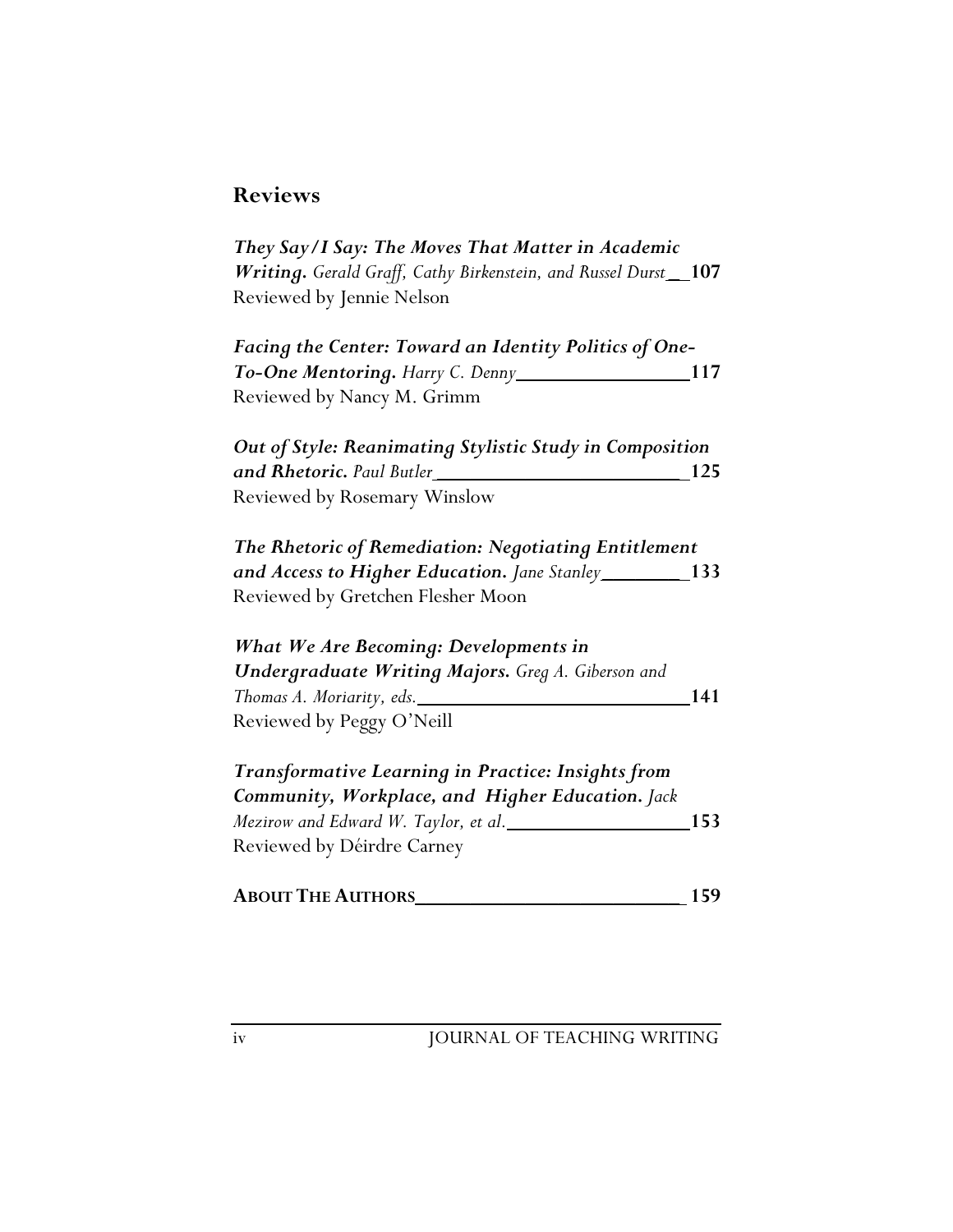## Reviews

***They Say/I Say: The Moves That Matter in Academic Writing.*** *Gerald Graff, Cathy Birkenstein, and Russel Durst* **107**
Reviewed by Jennie Nelson

***Facing the Center: Toward an Identity Politics of One-To-One Mentoring.*** *Harry C. Denny* **117**
Reviewed by Nancy M. Grimm

***Out of Style: Reanimating Stylistic Study in Composition and Rhetoric.*** *Paul Butler* **125**
Reviewed by Rosemary Winslow

***The Rhetoric of Remediation: Negotiating Entitlement and Access to Higher Education.*** *Jane Stanley* **133**
Reviewed by Gretchen Flesher Moon

***What We Are Becoming: Developments in Undergraduate Writing Majors.*** *Greg A. Giberson and Thomas A. Moriarity, eds.* **141**
Reviewed by Peggy O'Neill

***Transformative Learning in Practice: Insights from Community, Workplace, and Higher Education.*** *Jack Mezirow and Edward W. Taylor, et al.* **153**
Reviewed by Déirdre Carney

**ABOUT THE AUTHORS** **159**